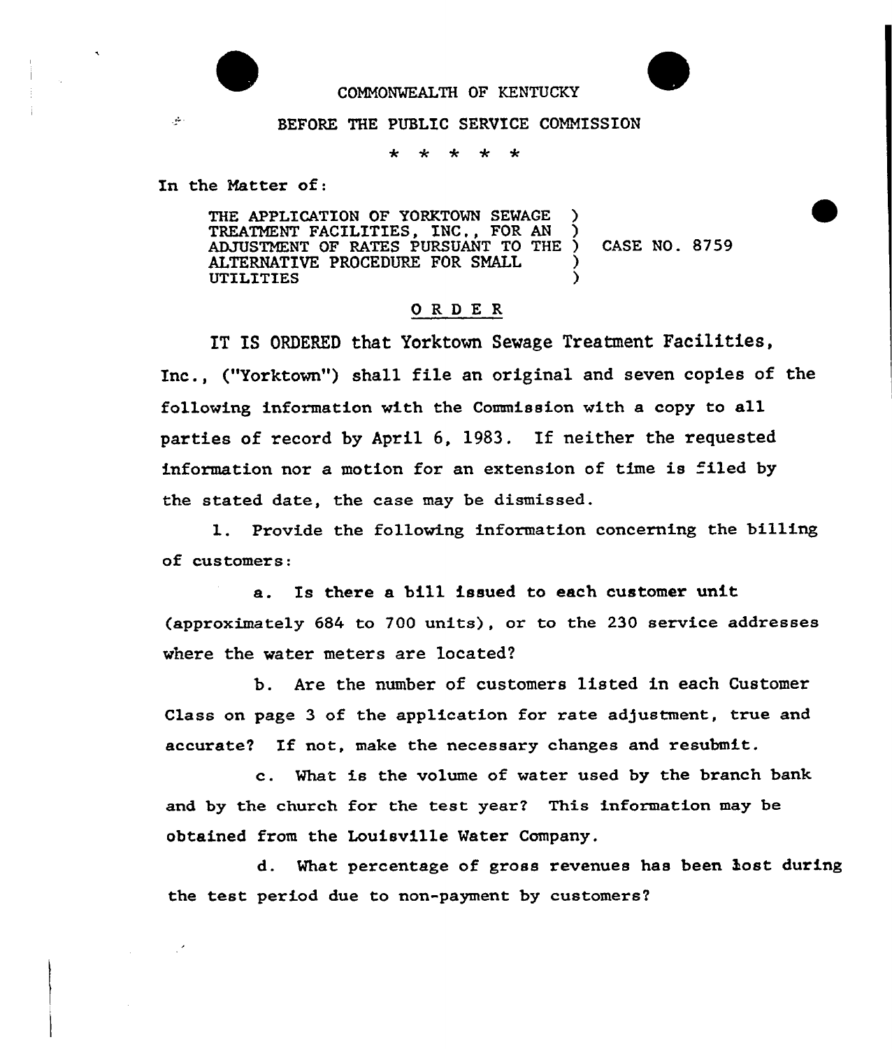COMMONWEALTH OF KENTUCKY

BEFORE THE PUBLIC SERVICE COMMISSION

\* \* \* \* \*

In the Matter of:

THE APPLICATION OF YORKTOWN SEWAGE TREATMENT FACILITIES, INC., FOR AN ADJUSTMENT OF RATES PURSUANT TO THE ALTERNATIVE PROCEDURE FOR SMALL UTILITIES ) CASE NO. 8759

# O R D E R

IT IS ORDERED that Yorktown Sewage Treatment Facilities, Inc., ("Yorktown") shall file an original and seven copies of the following information with the Commission with a copy to all parties of record by April 6, 1983. If neither the requested information nor a motion for an extension of time is filed by the stated date, the case may be dismissed.

1. Provide the following information concerning the billing of customers:

   a. Is there a bill issued to each customer unit (approximately 684 to 700 units), or to the 230 service addresses where the water meters are located?

   b. Are the number of customers listed in each Customer Class on page 3 of the application for rate adjustment, true and accurate? If not, make the necessary changes and resubmit.

   c. What is the volume of water used by the branch bank and by the church for the test year? This information may be obtained from the Louisville Water Company.

   d. What percentage of gross revenues has been lost during the test period due to non-payment by customers?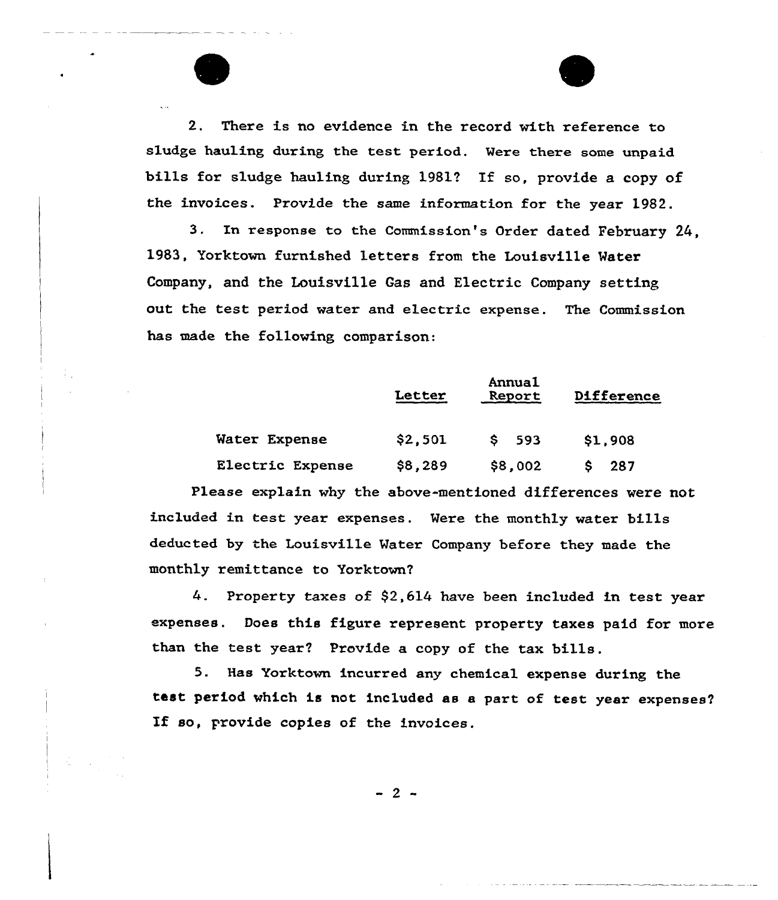2. There is no evidence in the record with reference to sludge hauling during the test period. Were there some unpaid bills for sludge hauling during 1981? If so, provide a copy of the invoices. Provide the same information for the year 1982.

3. In response to the Commission's Order dated February 24, 1983, Yorktown furnished letters from the Louisville Water Company, and the Louisville Gas and Electric Company setting out the test period water and electric expense. The Commission has made the following comparison:

| | Letter | Annual Report | Difference |
|---|---|---|---|
| Water Expense | $2,501 | $ 593 | $1,908 |
| Electric Expense | $8,289 | $8,002 | $ 287 |

Please explain why the above-mentioned differences were not included in test year expenses. Were the monthly water bills deducted by the Louisville Water Company before they made the monthly remittance to Yorktown?

4. Property taxes of $2,614 have been included in test year expenses. Does this figure represent property taxes paid for more than the test year? Provide a copy of the tax bills.

5. Has Yorktown incurred any chemical expense during the test period which is not included as a part of test year expenses? If so, provide copies of the invoices.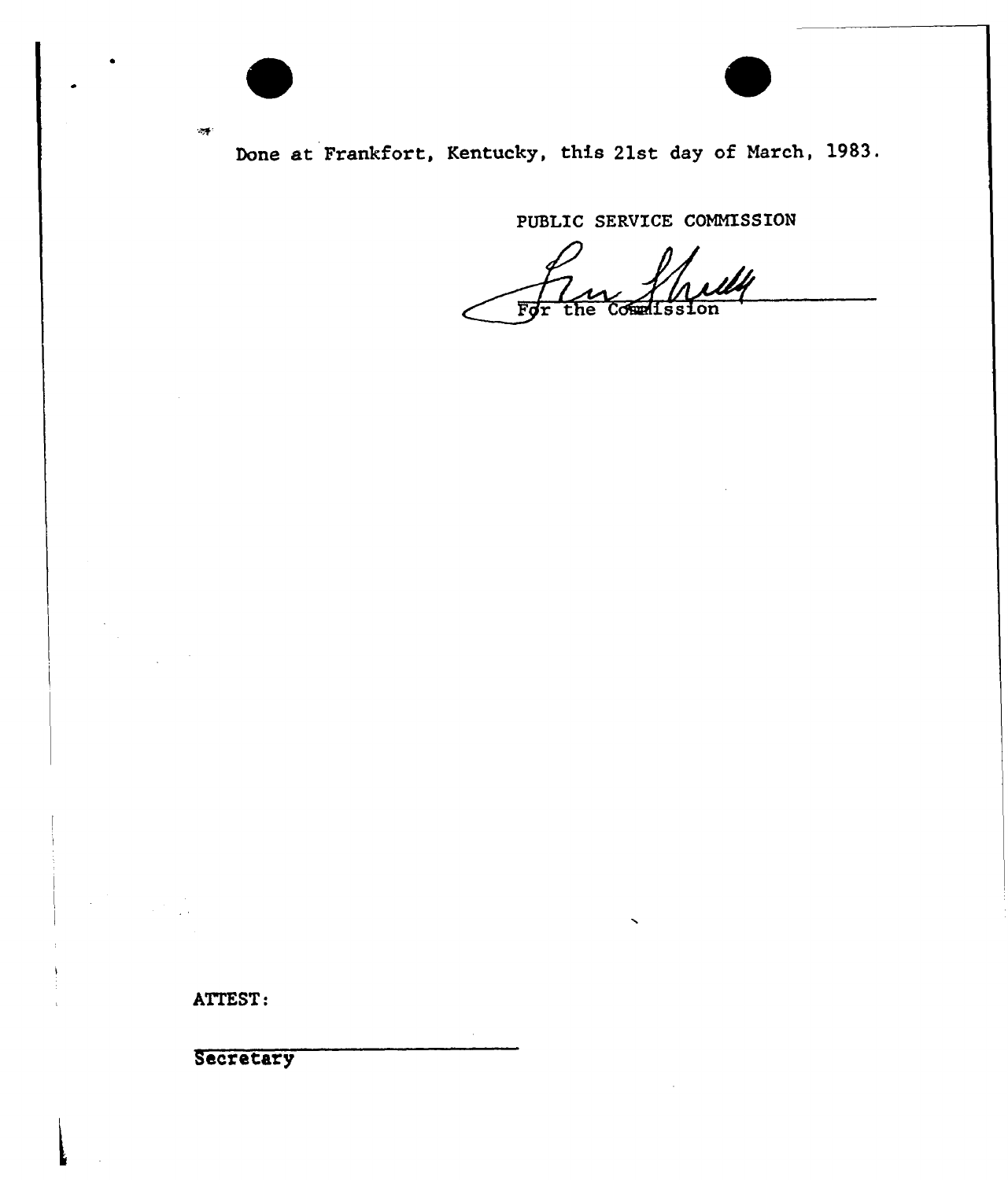Done at Frankfort, Kentucky, this 21st day of March, 1983.

PUBLIC SERVICE COMMISSION

For the Commission

ATTEST:

Secretary